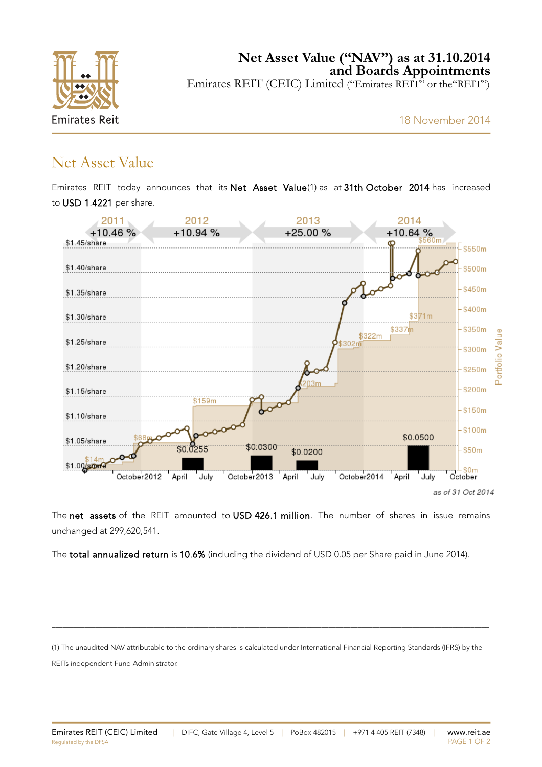# Net Asset Value ("NAV") as at 31.10.2014 and Boards Appointments

Emirates REIT (CEIC) Limited ("Emirates REIT" or the"REIT")

18 November 2014

## Net Asset Value

Emirates REIT today announces that its **Net Asset Value**(1) as at **31th October 2014** has increased to **USD 1.4221** per share.

2011 +10.46 % | 2012 +10.94 % | 2013 +25.00 % | 2014 +10.64 %

*as of 31 Oct 2014*

The **net assets** of the REIT amounted to **USD 426.1 million**. The number of shares in issue remains unchanged at 299,620,541.

The **total annualized return** is **10.6%** (including the dividend of USD 0.05 per Share paid in June 2014).

---

(1) The unaudited NAV attributable to the ordinary shares is calculated under International Financial Reporting Standards (IFRS) by the REITs independent Fund Administrator.

---

Emirates REIT (CEIC) Limited | DIFC, Gate Village 4, Level 5 | PoBox 482015 | +971 4 405 REIT (7348) | www.reit.ae

Regulated by the DFSA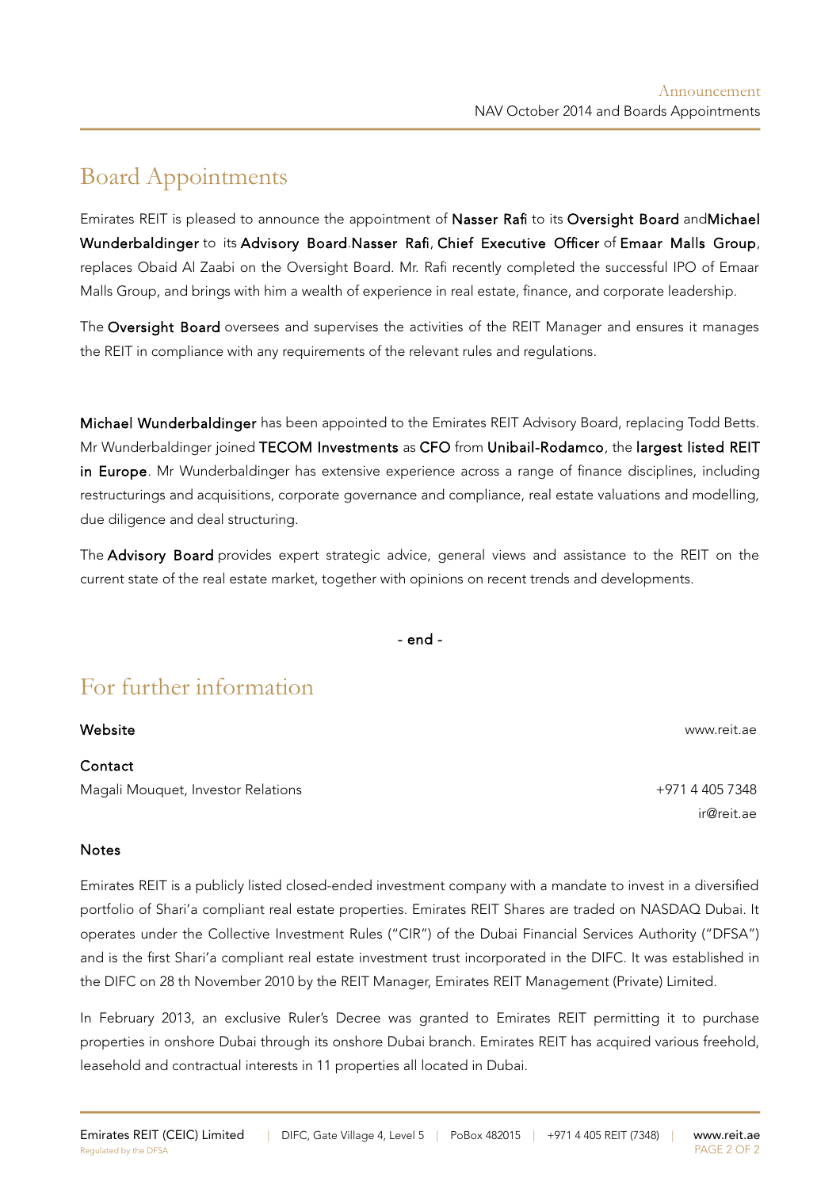# Board Appointments

Emirates REIT is pleased to announce the appointment of **Nasser Rafi** to its **Oversight Board** and **Michael Wunderbaldinger** to its **Advisory Board**. **Nasser Rafi**, **Chief Executive Officer** of **Emaar Malls Group**, replaces Obaid Al Zaabi on the Oversight Board. Mr. Rafi recently completed the successful IPO of Emaar Malls Group, and brings with him a wealth of experience in real estate, finance, and corporate leadership.

The **Oversight Board** oversees and supervises the activities of the REIT Manager and ensures it manages the REIT in compliance with any requirements of the relevant rules and regulations.

**Michael Wunderbaldinger** has been appointed to the Emirates REIT Advisory Board, replacing Todd Betts. Mr Wunderbaldinger joined **TECOM Investments** as **CFO** from **Unibail-Rodamco**, the **largest listed REIT in Europe**. Mr Wunderbaldinger has extensive experience across a range of finance disciplines, including restructurings and acquisitions, corporate governance and compliance, real estate valuations and modelling, due diligence and deal structuring.

The **Advisory Board** provides expert strategic advice, general views and assistance to the REIT on the current state of the real estate market, together with opinions on recent trends and developments.

- end -

# For further information

**Website** www.reit.ae

**Contact**

Magali Mouquet, Investor Relations +971 4 405 7348
ir@reit.ae

**Notes**

Emirates REIT is a publicly listed closed-ended investment company with a mandate to invest in a diversified portfolio of Shari'a compliant real estate properties. Emirates REIT Shares are traded on NASDAQ Dubai. It operates under the Collective Investment Rules ("CIR") of the Dubai Financial Services Authority ("DFSA") and is the first Shari'a compliant real estate investment trust incorporated in the DIFC. It was established in the DIFC on 28 th November 2010 by the REIT Manager, Emirates REIT Management (Private) Limited.

In February 2013, an exclusive Ruler's Decree was granted to Emirates REIT permitting it to purchase properties in onshore Dubai through its onshore Dubai branch. Emirates REIT has acquired various freehold, leasehold and contractual interests in 11 properties all located in Dubai.